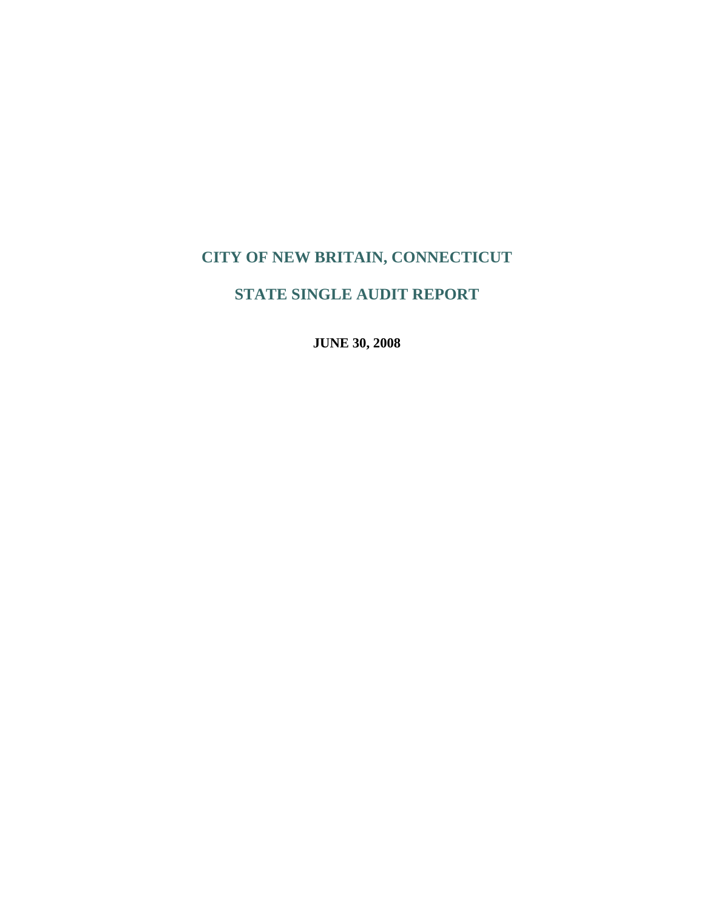# CITY OF NEW BRITAIN, CONNECTICUT

## STATE SINGLE AUDIT REPORT

**JUNE 30, 2008**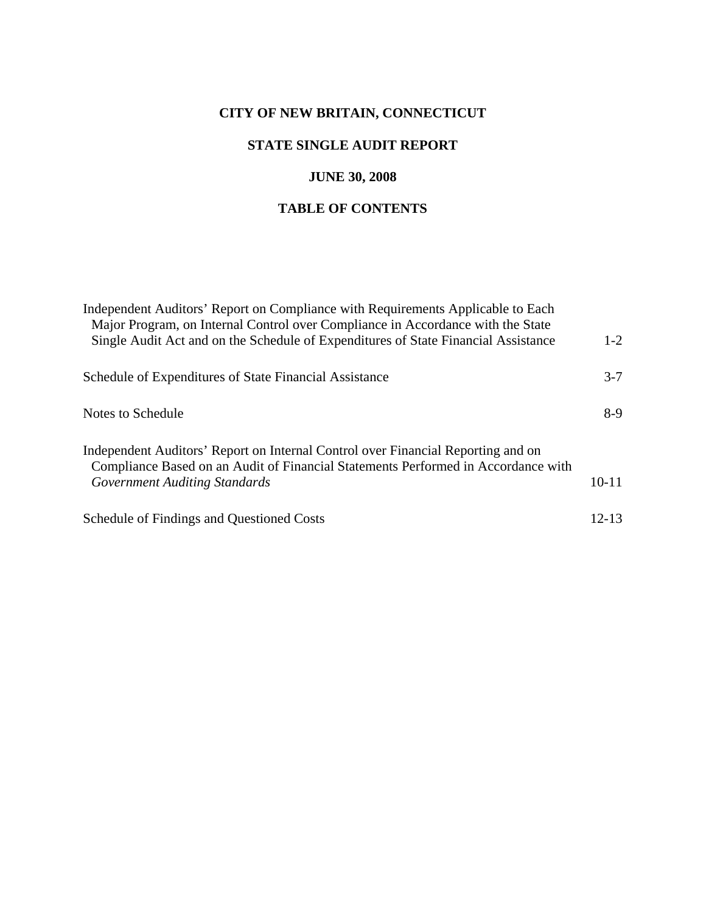# CITY OF NEW BRITAIN, CONNECTICUT

## STATE SINGLE AUDIT REPORT

## JUNE 30, 2008

## TABLE OF CONTENTS

| | |
|---|---|
| Independent Auditors' Report on Compliance with Requirements Applicable to Each Major Program, on Internal Control over Compliance in Accordance with the State Single Audit Act and on the Schedule of Expenditures of State Financial Assistance | 1-2 |
| Schedule of Expenditures of State Financial Assistance | 3-7 |
| Notes to Schedule | 8-9 |
| Independent Auditors' Report on Internal Control over Financial Reporting and on Compliance Based on an Audit of Financial Statements Performed in Accordance with *Government Auditing Standards* | 10-11 |
| Schedule of Findings and Questioned Costs | 12-13 |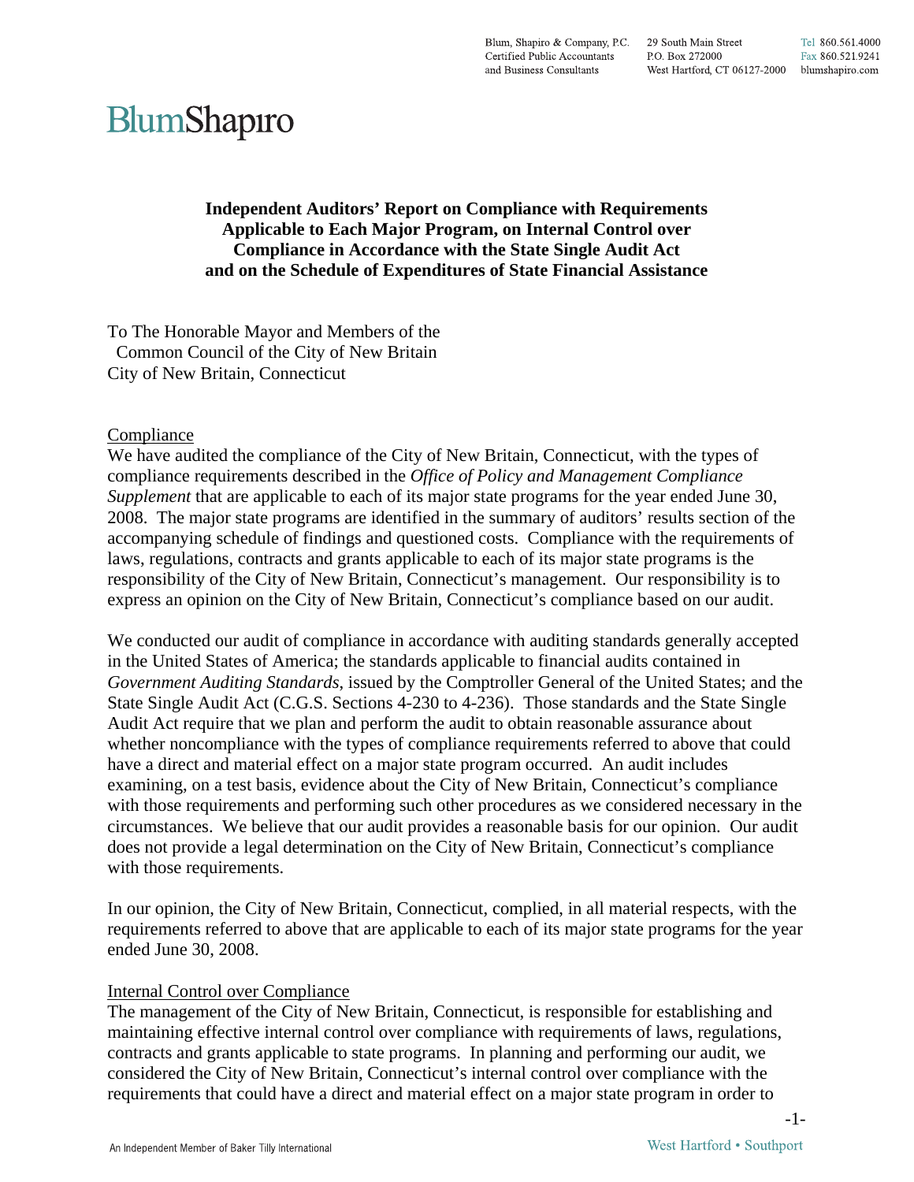**Independent Auditors' Report on Compliance with Requirements Applicable to Each Major Program, on Internal Control over Compliance in Accordance with the State Single Audit Act and on the Schedule of Expenditures of State Financial Assistance**

To The Honorable Mayor and Members of the
Common Council of the City of New Britain
City of New Britain, Connecticut

Compliance

We have audited the compliance of the City of New Britain, Connecticut, with the types of compliance requirements described in the *Office of Policy and Management Compliance Supplement* that are applicable to each of its major state programs for the year ended June 30, 2008. The major state programs are identified in the summary of auditors' results section of the accompanying schedule of findings and questioned costs. Compliance with the requirements of laws, regulations, contracts and grants applicable to each of its major state programs is the responsibility of the City of New Britain, Connecticut's management. Our responsibility is to express an opinion on the City of New Britain, Connecticut's compliance based on our audit.

We conducted our audit of compliance in accordance with auditing standards generally accepted in the United States of America; the standards applicable to financial audits contained in *Government Auditing Standards*, issued by the Comptroller General of the United States; and the State Single Audit Act (C.G.S. Sections 4-230 to 4-236). Those standards and the State Single Audit Act require that we plan and perform the audit to obtain reasonable assurance about whether noncompliance with the types of compliance requirements referred to above that could have a direct and material effect on a major state program occurred. An audit includes examining, on a test basis, evidence about the City of New Britain, Connecticut's compliance with those requirements and performing such other procedures as we considered necessary in the circumstances. We believe that our audit provides a reasonable basis for our opinion. Our audit does not provide a legal determination on the City of New Britain, Connecticut's compliance with those requirements.

In our opinion, the City of New Britain, Connecticut, complied, in all material respects, with the requirements referred to above that are applicable to each of its major state programs for the year ended June 30, 2008.

Internal Control over Compliance

The management of the City of New Britain, Connecticut, is responsible for establishing and maintaining effective internal control over compliance with requirements of laws, regulations, contracts and grants applicable to state programs. In planning and performing our audit, we considered the City of New Britain, Connecticut's internal control over compliance with the requirements that could have a direct and material effect on a major state program in order to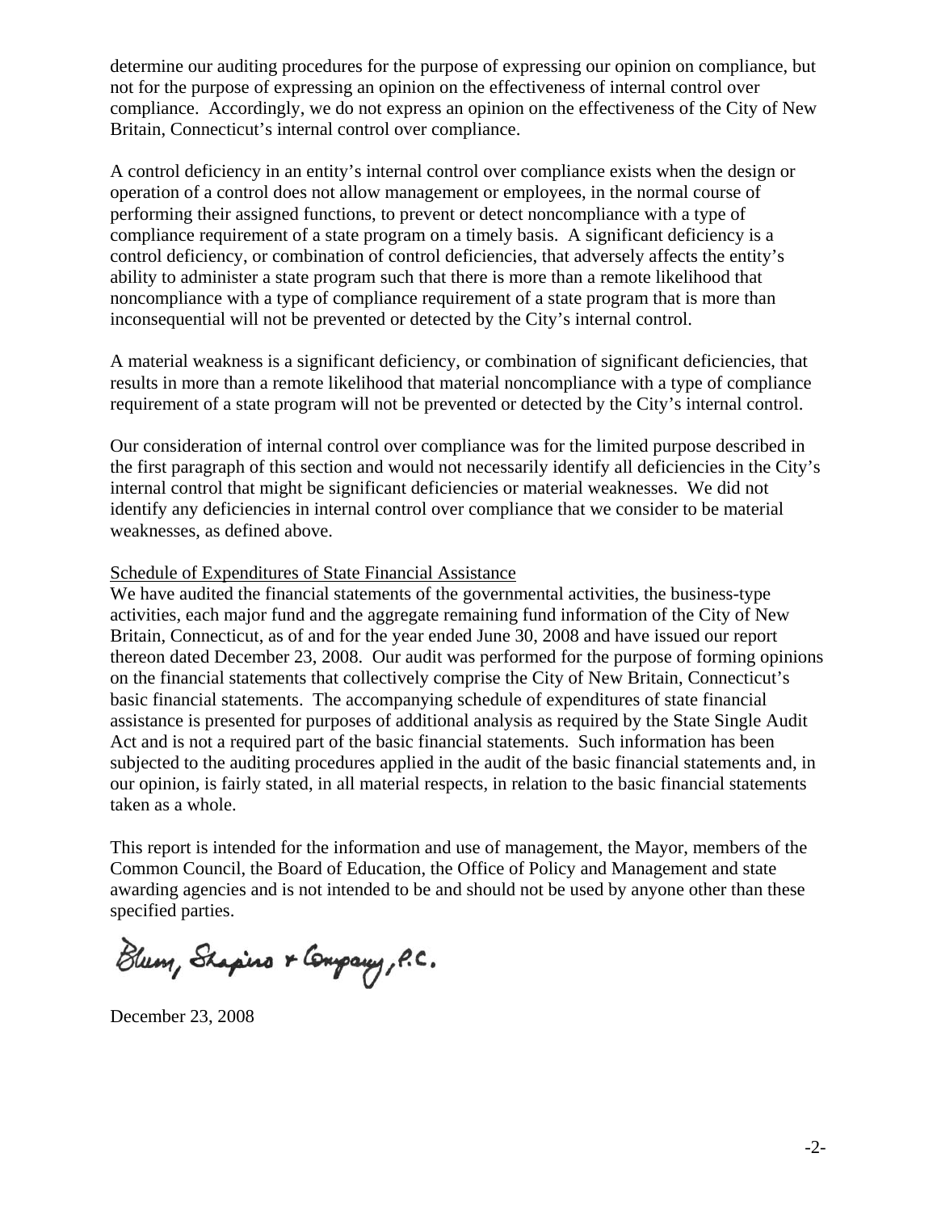determine our auditing procedures for the purpose of expressing our opinion on compliance, but not for the purpose of expressing an opinion on the effectiveness of internal control over compliance. Accordingly, we do not express an opinion on the effectiveness of the City of New Britain, Connecticut's internal control over compliance.

A control deficiency in an entity's internal control over compliance exists when the design or operation of a control does not allow management or employees, in the normal course of performing their assigned functions, to prevent or detect noncompliance with a type of compliance requirement of a state program on a timely basis. A significant deficiency is a control deficiency, or combination of control deficiencies, that adversely affects the entity's ability to administer a state program such that there is more than a remote likelihood that noncompliance with a type of compliance requirement of a state program that is more than inconsequential will not be prevented or detected by the City's internal control.

A material weakness is a significant deficiency, or combination of significant deficiencies, that results in more than a remote likelihood that material noncompliance with a type of compliance requirement of a state program will not be prevented or detected by the City's internal control.

Our consideration of internal control over compliance was for the limited purpose described in the first paragraph of this section and would not necessarily identify all deficiencies in the City's internal control that might be significant deficiencies or material weaknesses. We did not identify any deficiencies in internal control over compliance that we consider to be material weaknesses, as defined above.

Schedule of Expenditures of State Financial Assistance

We have audited the financial statements of the governmental activities, the business-type activities, each major fund and the aggregate remaining fund information of the City of New Britain, Connecticut, as of and for the year ended June 30, 2008 and have issued our report thereon dated December 23, 2008. Our audit was performed for the purpose of forming opinions on the financial statements that collectively comprise the City of New Britain, Connecticut's basic financial statements. The accompanying schedule of expenditures of state financial assistance is presented for purposes of additional analysis as required by the State Single Audit Act and is not a required part of the basic financial statements. Such information has been subjected to the auditing procedures applied in the audit of the basic financial statements and, in our opinion, is fairly stated, in all material respects, in relation to the basic financial statements taken as a whole.

This report is intended for the information and use of management, the Mayor, members of the Common Council, the Board of Education, the Office of Policy and Management and state awarding agencies and is not intended to be and should not be used by anyone other than these specified parties.

Blum, Shapiro & Company, P.C.

December 23, 2008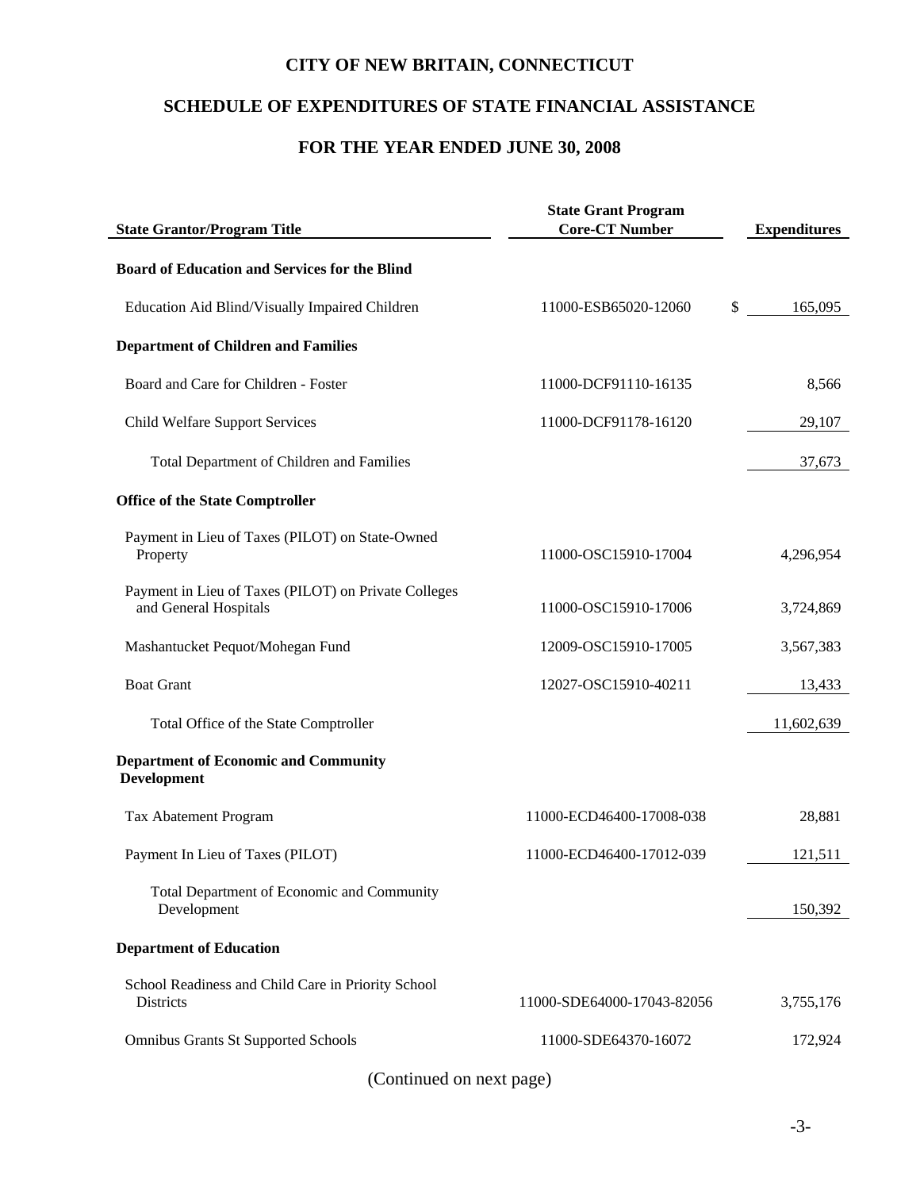# CITY OF NEW BRITAIN, CONNECTICUT

## SCHEDULE OF EXPENDITURES OF STATE FINANCIAL ASSISTANCE

## FOR THE YEAR ENDED JUNE 30, 2008

| State Grantor/Program Title | State Grant Program Core-CT Number | Expenditures |
|---|---|---|
| **Board of Education and Services for the Blind** | | |
| Education Aid Blind/Visually Impaired Children | 11000-ESB65020-12060 | $ 165,095 |
| **Department of Children and Families** | | |
| Board and Care for Children - Foster | 11000-DCF91110-16135 | 8,566 |
| Child Welfare Support Services | 11000-DCF91178-16120 | 29,107 |
| Total Department of Children and Families | | 37,673 |
| **Office of the State Comptroller** | | |
| Payment in Lieu of Taxes (PILOT) on State-Owned Property | 11000-OSC15910-17004 | 4,296,954 |
| Payment in Lieu of Taxes (PILOT) on Private Colleges and General Hospitals | 11000-OSC15910-17006 | 3,724,869 |
| Mashantucket Pequot/Mohegan Fund | 12009-OSC15910-17005 | 3,567,383 |
| Boat Grant | 12027-OSC15910-40211 | 13,433 |
| Total Office of the State Comptroller | | 11,602,639 |
| **Department of Economic and Community Development** | | |
| Tax Abatement Program | 11000-ECD46400-17008-038 | 28,881 |
| Payment In Lieu of Taxes (PILOT) | 11000-ECD46400-17012-039 | 121,511 |
| Total Department of Economic and Community Development | | 150,392 |
| **Department of Education** | | |
| School Readiness and Child Care in Priority School Districts | 11000-SDE64000-17043-82056 | 3,755,176 |
| Omnibus Grants St Supported Schools | 11000-SDE64370-16072 | 172,924 |

(Continued on next page)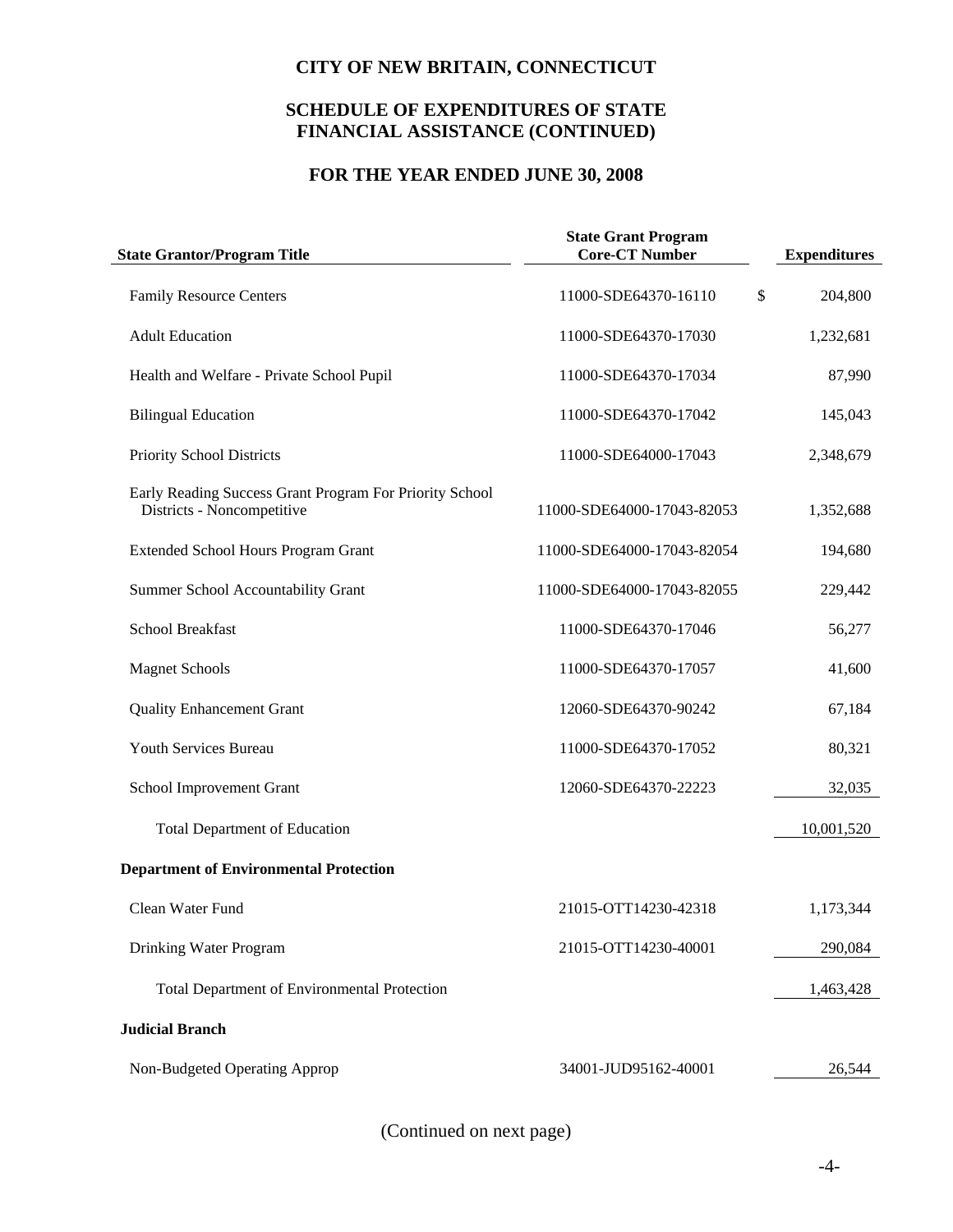# CITY OF NEW BRITAIN, CONNECTICUT

## SCHEDULE OF EXPENDITURES OF STATE FINANCIAL ASSISTANCE (CONTINUED)

## FOR THE YEAR ENDED JUNE 30, 2008

| State Grantor/Program Title | State Grant Program Core-CT Number | Expenditures |
|---|---|---|
| Family Resource Centers | 11000-SDE64370-16110 | $ 204,800 |
| Adult Education | 11000-SDE64370-17030 | 1,232,681 |
| Health and Welfare - Private School Pupil | 11000-SDE64370-17034 | 87,990 |
| Bilingual Education | 11000-SDE64370-17042 | 145,043 |
| Priority School Districts | 11000-SDE64000-17043 | 2,348,679 |
| Early Reading Success Grant Program For Priority School Districts - Noncompetitive | 11000-SDE64000-17043-82053 | 1,352,688 |
| Extended School Hours Program Grant | 11000-SDE64000-17043-82054 | 194,680 |
| Summer School Accountability Grant | 11000-SDE64000-17043-82055 | 229,442 |
| School Breakfast | 11000-SDE64370-17046 | 56,277 |
| Magnet Schools | 11000-SDE64370-17057 | 41,600 |
| Quality Enhancement Grant | 12060-SDE64370-90242 | 67,184 |
| Youth Services Bureau | 11000-SDE64370-17052 | 80,321 |
| School Improvement Grant | 12060-SDE64370-22223 | 32,035 |
| Total Department of Education | | 10,001,520 |
| **Department of Environmental Protection** | | |
| Clean Water Fund | 21015-OTT14230-42318 | 1,173,344 |
| Drinking Water Program | 21015-OTT14230-40001 | 290,084 |
| Total Department of Environmental Protection | | 1,463,428 |
| **Judicial Branch** | | |
| Non-Budgeted Operating Approp | 34001-JUD95162-40001 | 26,544 |

(Continued on next page)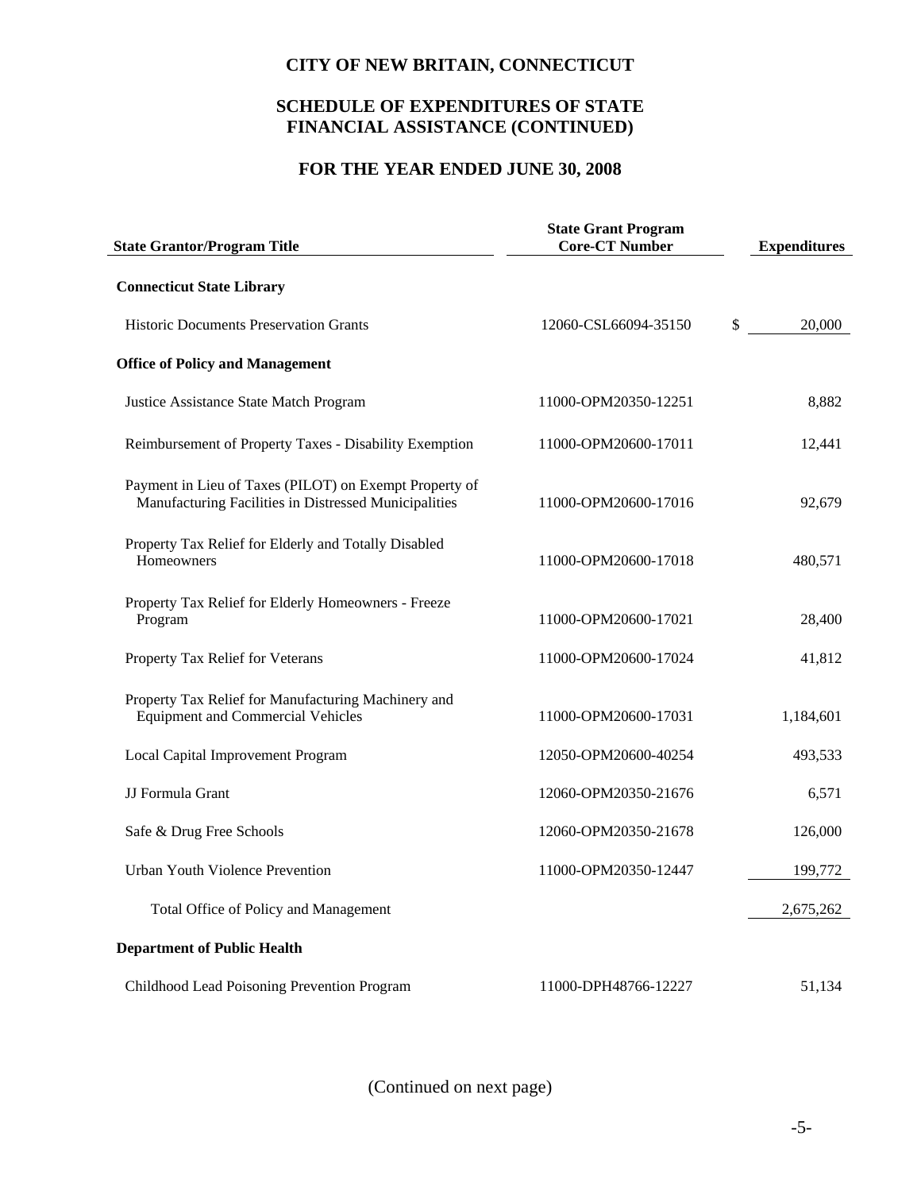# CITY OF NEW BRITAIN, CONNECTICUT

## SCHEDULE OF EXPENDITURES OF STATE FINANCIAL ASSISTANCE (CONTINUED)

## FOR THE YEAR ENDED JUNE 30, 2008

| State Grantor/Program Title | State Grant Program Core-CT Number | Expenditures |
|---|---|---|
| **Connecticut State Library** | | |
| Historic Documents Preservation Grants | 12060-CSL66094-35150 | $ 20,000 |
| **Office of Policy and Management** | | |
| Justice Assistance State Match Program | 11000-OPM20350-12251 | 8,882 |
| Reimbursement of Property Taxes - Disability Exemption | 11000-OPM20600-17011 | 12,441 |
| Payment in Lieu of Taxes (PILOT) on Exempt Property of Manufacturing Facilities in Distressed Municipalities | 11000-OPM20600-17016 | 92,679 |
| Property Tax Relief for Elderly and Totally Disabled Homeowners | 11000-OPM20600-17018 | 480,571 |
| Property Tax Relief for Elderly Homeowners - Freeze Program | 11000-OPM20600-17021 | 28,400 |
| Property Tax Relief for Veterans | 11000-OPM20600-17024 | 41,812 |
| Property Tax Relief for Manufacturing Machinery and Equipment and Commercial Vehicles | 11000-OPM20600-17031 | 1,184,601 |
| Local Capital Improvement Program | 12050-OPM20600-40254 | 493,533 |
| JJ Formula Grant | 12060-OPM20350-21676 | 6,571 |
| Safe & Drug Free Schools | 12060-OPM20350-21678 | 126,000 |
| Urban Youth Violence Prevention | 11000-OPM20350-12447 | 199,772 |
| Total Office of Policy and Management | | 2,675,262 |
| **Department of Public Health** | | |
| Childhood Lead Poisoning Prevention Program | 11000-DPH48766-12227 | 51,134 |

(Continued on next page)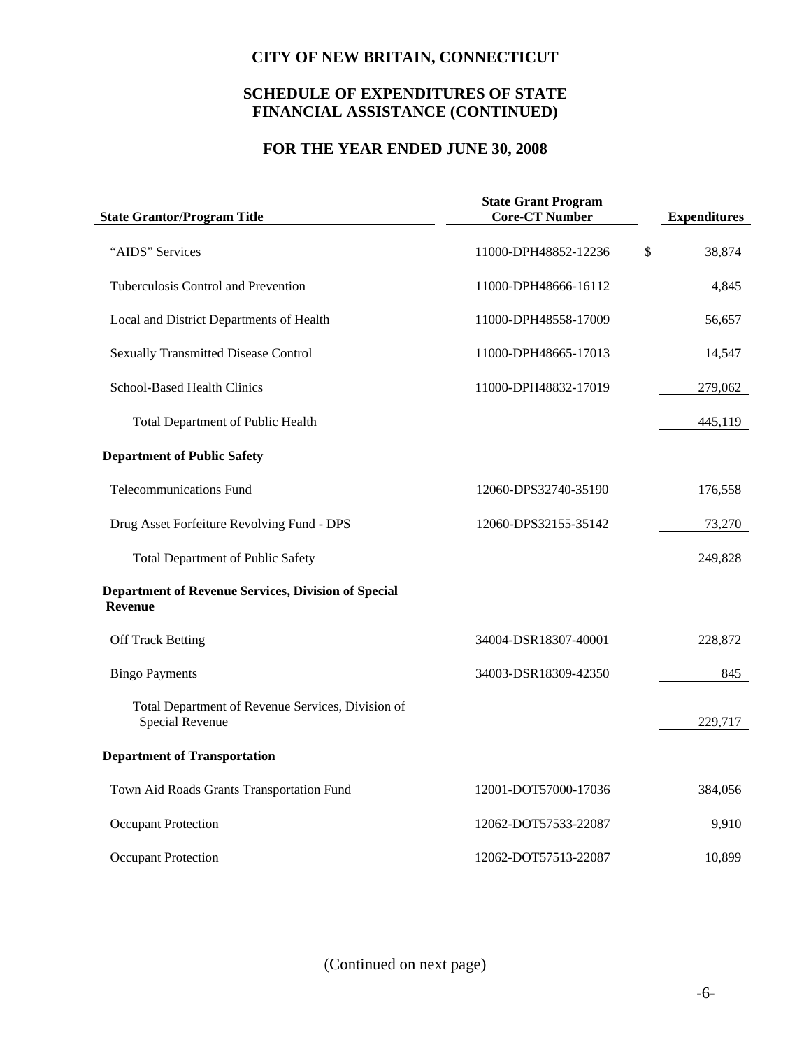# CITY OF NEW BRITAIN, CONNECTICUT

## SCHEDULE OF EXPENDITURES OF STATE FINANCIAL ASSISTANCE (CONTINUED)

## FOR THE YEAR ENDED JUNE 30, 2008

| State Grantor/Program Title | State Grant Program Core-CT Number | Expenditures |
|---|---|---|
| "AIDS" Services | 11000-DPH48852-12236 | $ 38,874 |
| Tuberculosis Control and Prevention | 11000-DPH48666-16112 | 4,845 |
| Local and District Departments of Health | 11000-DPH48558-17009 | 56,657 |
| Sexually Transmitted Disease Control | 11000-DPH48665-17013 | 14,547 |
| School-Based Health Clinics | 11000-DPH48832-17019 | 279,062 |
| Total Department of Public Health | | 445,119 |
| **Department of Public Safety** | | |
| Telecommunications Fund | 12060-DPS32740-35190 | 176,558 |
| Drug Asset Forfeiture Revolving Fund - DPS | 12060-DPS32155-35142 | 73,270 |
| Total Department of Public Safety | | 249,828 |
| **Department of Revenue Services, Division of Special Revenue** | | |
| Off Track Betting | 34004-DSR18307-40001 | 228,872 |
| Bingo Payments | 34003-DSR18309-42350 | 845 |
| Total Department of Revenue Services, Division of Special Revenue | | 229,717 |
| **Department of Transportation** | | |
| Town Aid Roads Grants Transportation Fund | 12001-DOT57000-17036 | 384,056 |
| Occupant Protection | 12062-DOT57533-22087 | 9,910 |
| Occupant Protection | 12062-DOT57513-22087 | 10,899 |

(Continued on next page)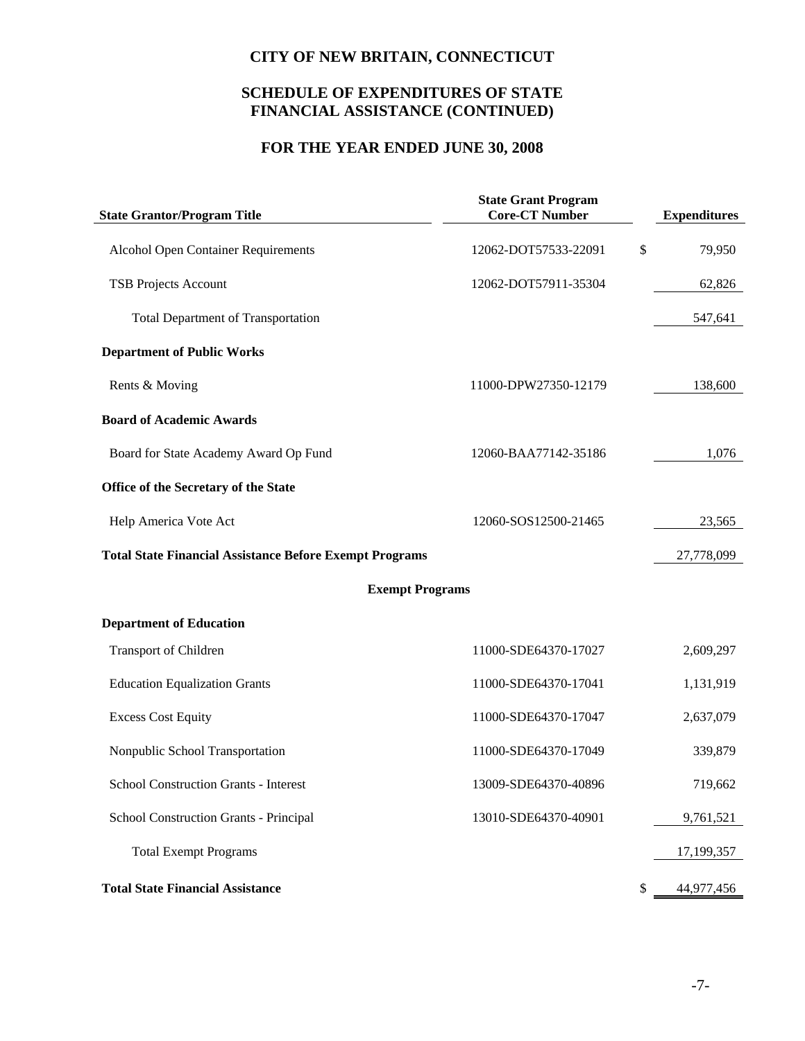# CITY OF NEW BRITAIN, CONNECTICUT

## SCHEDULE OF EXPENDITURES OF STATE FINANCIAL ASSISTANCE (CONTINUED)

## FOR THE YEAR ENDED JUNE 30, 2008

| State Grantor/Program Title | State Grant Program Core-CT Number | Expenditures |
|---|---|---|
| Alcohol Open Container Requirements | 12062-DOT57533-22091 | $ 79,950 |
| TSB Projects Account | 12062-DOT57911-35304 | 62,826 |
| Total Department of Transportation | | 547,641 |
| **Department of Public Works** | | |
| Rents & Moving | 11000-DPW27350-12179 | 138,600 |
| **Board of Academic Awards** | | |
| Board for State Academy Award Op Fund | 12060-BAA77142-35186 | 1,076 |
| **Office of the Secretary of the State** | | |
| Help America Vote Act | 12060-SOS12500-21465 | 23,565 |
| **Total State Financial Assistance Before Exempt Programs** | | 27,778,099 |
| **Exempt Programs** | | |
| **Department of Education** | | |
| Transport of Children | 11000-SDE64370-17027 | 2,609,297 |
| Education Equalization Grants | 11000-SDE64370-17041 | 1,131,919 |
| Excess Cost Equity | 11000-SDE64370-17047 | 2,637,079 |
| Nonpublic School Transportation | 11000-SDE64370-17049 | 339,879 |
| School Construction Grants - Interest | 13009-SDE64370-40896 | 719,662 |
| School Construction Grants - Principal | 13010-SDE64370-40901 | 9,761,521 |
| Total Exempt Programs | | 17,199,357 |
| **Total State Financial Assistance** | | $ 44,977,456 |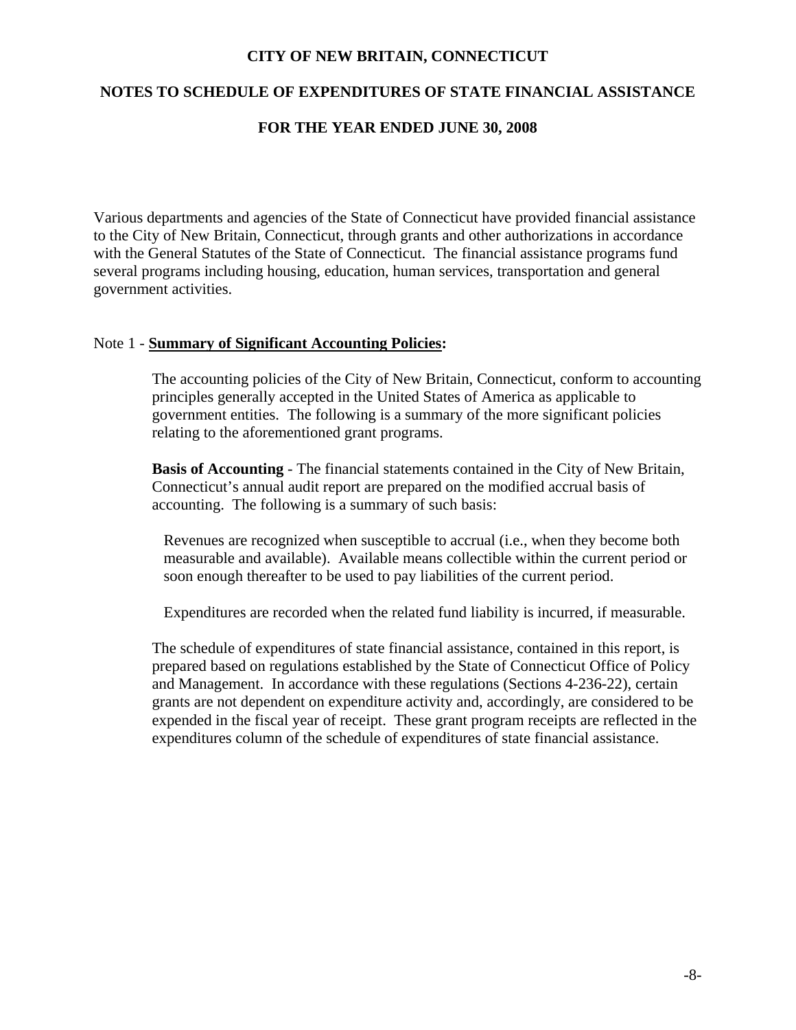**CITY OF NEW BRITAIN, CONNECTICUT**

**NOTES TO SCHEDULE OF EXPENDITURES OF STATE FINANCIAL ASSISTANCE**

**FOR THE YEAR ENDED JUNE 30, 2008**

Various departments and agencies of the State of Connecticut have provided financial assistance to the City of New Britain, Connecticut, through grants and other authorizations in accordance with the General Statutes of the State of Connecticut. The financial assistance programs fund several programs including housing, education, human services, transportation and general government activities.

Note 1 - **Summary of Significant Accounting Policies:**

The accounting policies of the City of New Britain, Connecticut, conform to accounting principles generally accepted in the United States of America as applicable to government entities. The following is a summary of the more significant policies relating to the aforementioned grant programs.

**Basis of Accounting** - The financial statements contained in the City of New Britain, Connecticut's annual audit report are prepared on the modified accrual basis of accounting. The following is a summary of such basis:

Revenues are recognized when susceptible to accrual (i.e., when they become both measurable and available). Available means collectible within the current period or soon enough thereafter to be used to pay liabilities of the current period.

Expenditures are recorded when the related fund liability is incurred, if measurable.

The schedule of expenditures of state financial assistance, contained in this report, is prepared based on regulations established by the State of Connecticut Office of Policy and Management. In accordance with these regulations (Sections 4-236-22), certain grants are not dependent on expenditure activity and, accordingly, are considered to be expended in the fiscal year of receipt. These grant program receipts are reflected in the expenditures column of the schedule of expenditures of state financial assistance.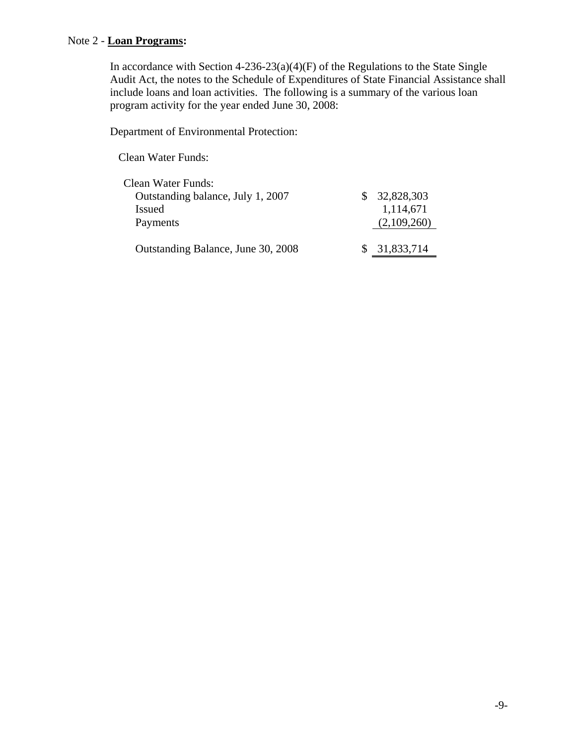Note 2 - **Loan Programs:**

In accordance with Section 4-236-23(a)(4)(F) of the Regulations to the State Single Audit Act, the notes to the Schedule of Expenditures of State Financial Assistance shall include loans and loan activities. The following is a summary of the various loan program activity for the year ended June 30, 2008:

Department of Environmental Protection:

Clean Water Funds:

| | |
|---|---|
| Clean Water Funds: | |
| Outstanding balance, July 1, 2007 | $ 32,828,303 |
| Issued | 1,114,671 |
| Payments | (2,109,260) |
| Outstanding Balance, June 30, 2008 | $ 31,833,714 |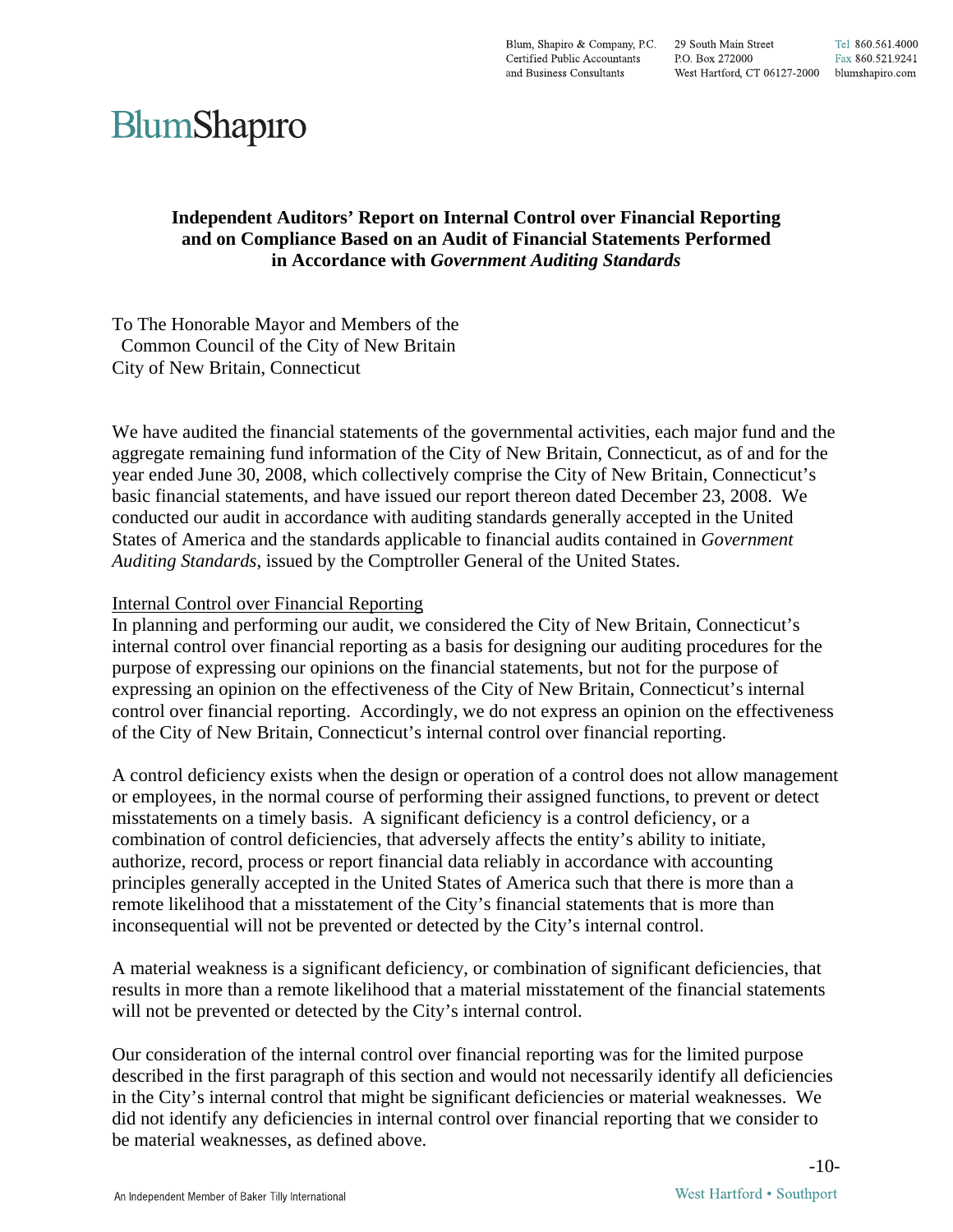## Independent Auditors' Report on Internal Control over Financial Reporting and on Compliance Based on an Audit of Financial Statements Performed in Accordance with *Government Auditing Standards*

To The Honorable Mayor and Members of the
Common Council of the City of New Britain
City of New Britain, Connecticut

We have audited the financial statements of the governmental activities, each major fund and the aggregate remaining fund information of the City of New Britain, Connecticut, as of and for the year ended June 30, 2008, which collectively comprise the City of New Britain, Connecticut's basic financial statements, and have issued our report thereon dated December 23, 2008. We conducted our audit in accordance with auditing standards generally accepted in the United States of America and the standards applicable to financial audits contained in *Government Auditing Standards*, issued by the Comptroller General of the United States.

Internal Control over Financial Reporting

In planning and performing our audit, we considered the City of New Britain, Connecticut's internal control over financial reporting as a basis for designing our auditing procedures for the purpose of expressing our opinions on the financial statements, but not for the purpose of expressing an opinion on the effectiveness of the City of New Britain, Connecticut's internal control over financial reporting. Accordingly, we do not express an opinion on the effectiveness of the City of New Britain, Connecticut's internal control over financial reporting.

A control deficiency exists when the design or operation of a control does not allow management or employees, in the normal course of performing their assigned functions, to prevent or detect misstatements on a timely basis. A significant deficiency is a control deficiency, or a combination of control deficiencies, that adversely affects the entity's ability to initiate, authorize, record, process or report financial data reliably in accordance with accounting principles generally accepted in the United States of America such that there is more than a remote likelihood that a misstatement of the City's financial statements that is more than inconsequential will not be prevented or detected by the City's internal control.

A material weakness is a significant deficiency, or combination of significant deficiencies, that results in more than a remote likelihood that a material misstatement of the financial statements will not be prevented or detected by the City's internal control.

Our consideration of the internal control over financial reporting was for the limited purpose described in the first paragraph of this section and would not necessarily identify all deficiencies in the City's internal control that might be significant deficiencies or material weaknesses. We did not identify any deficiencies in internal control over financial reporting that we consider to be material weaknesses, as defined above.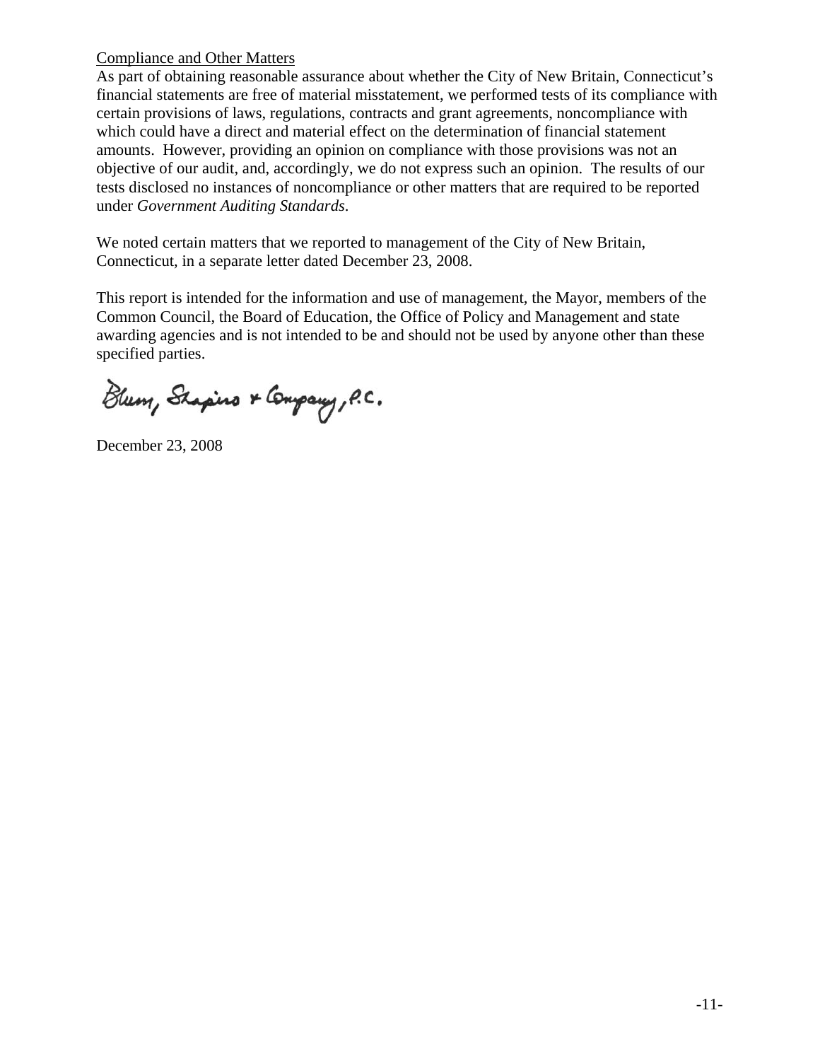Compliance and Other Matters

As part of obtaining reasonable assurance about whether the City of New Britain, Connecticut's financial statements are free of material misstatement, we performed tests of its compliance with certain provisions of laws, regulations, contracts and grant agreements, noncompliance with which could have a direct and material effect on the determination of financial statement amounts. However, providing an opinion on compliance with those provisions was not an objective of our audit, and, accordingly, we do not express such an opinion. The results of our tests disclosed no instances of noncompliance or other matters that are required to be reported under *Government Auditing Standards*.

We noted certain matters that we reported to management of the City of New Britain, Connecticut, in a separate letter dated December 23, 2008.

This report is intended for the information and use of management, the Mayor, members of the Common Council, the Board of Education, the Office of Policy and Management and state awarding agencies and is not intended to be and should not be used by anyone other than these specified parties.

Blum, Shapiro & Company, P.C.

December 23, 2008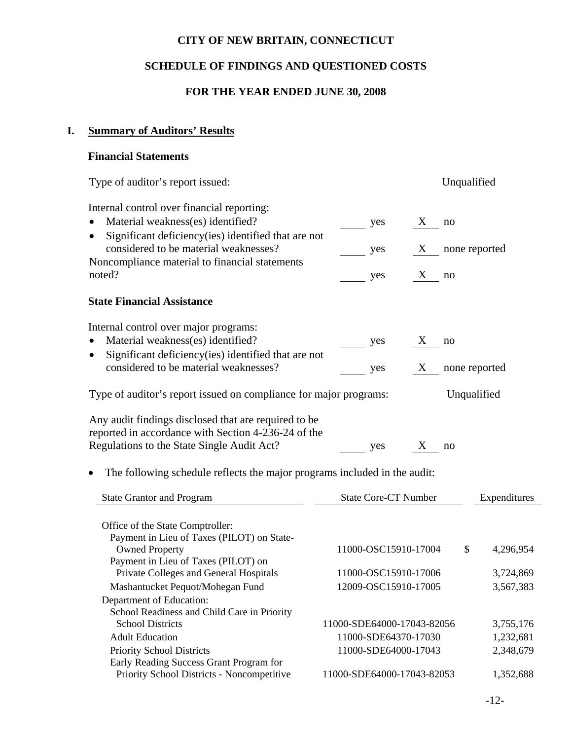# CITY OF NEW BRITAIN, CONNECTICUT

## SCHEDULE OF FINDINGS AND QUESTIONED COSTS

## FOR THE YEAR ENDED JUNE 30, 2008

## I. Summary of Auditors' Results

### Financial Statements

Type of auditor's report issued: Unqualified

Internal control over financial reporting:

- Material weakness(es) identified? ____ yes X no
- Significant deficiency(ies) identified that are not considered to be material weaknesses? ____ yes X none reported

Noncompliance material to financial statements noted? ____ yes X no

### State Financial Assistance

Internal control over major programs:

- Material weakness(es) identified? ____ yes X no
- Significant deficiency(ies) identified that are not considered to be material weaknesses? ____ yes X none reported

Type of auditor's report issued on compliance for major programs: Unqualified

Any audit findings disclosed that are required to be reported in accordance with Section 4-236-24 of the Regulations to the State Single Audit Act? ____ yes X no

- The following schedule reflects the major programs included in the audit:

| State Grantor and Program | State Core-CT Number | Expenditures |
|---|---|---|
| Office of the State Comptroller: | | |
| Payment in Lieu of Taxes (PILOT) on State-Owned Property | 11000-OSC15910-17004 | $ 4,296,954 |
| Payment in Lieu of Taxes (PILOT) on Private Colleges and General Hospitals | 11000-OSC15910-17006 | 3,724,869 |
| Mashantucket Pequot/Mohegan Fund | 12009-OSC15910-17005 | 3,567,383 |
| Department of Education: | | |
| School Readiness and Child Care in Priority School Districts | 11000-SDE64000-17043-82056 | 3,755,176 |
| Adult Education | 11000-SDE64370-17030 | 1,232,681 |
| Priority School Districts | 11000-SDE64000-17043 | 2,348,679 |
| Early Reading Success Grant Program for Priority School Districts - Noncompetitive | 11000-SDE64000-17043-82053 | 1,352,688 |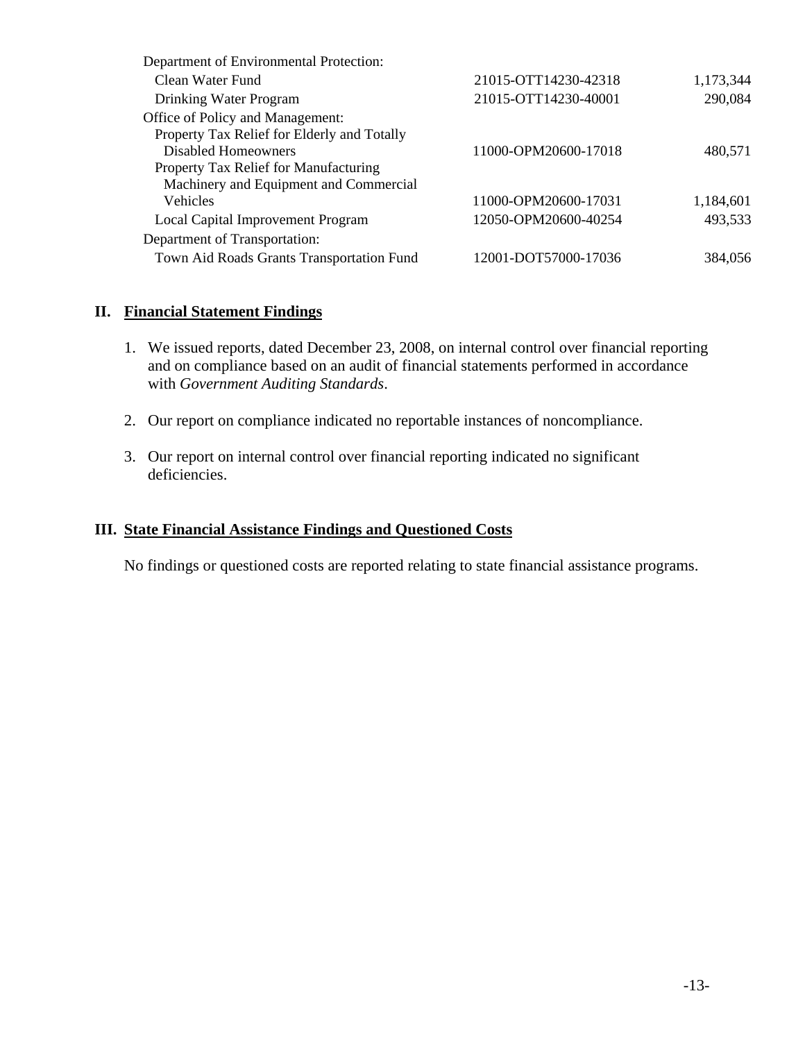| | | |
|---|---|---|
| Department of Environmental Protection: | | |
| Clean Water Fund | 21015-OTT14230-42318 | 1,173,344 |
| Drinking Water Program | 21015-OTT14230-40001 | 290,084 |
| Office of Policy and Management: | | |
| Property Tax Relief for Elderly and Totally Disabled Homeowners | 11000-OPM20600-17018 | 480,571 |
| Property Tax Relief for Manufacturing Machinery and Equipment and Commercial Vehicles | 11000-OPM20600-17031 | 1,184,601 |
| Local Capital Improvement Program | 12050-OPM20600-40254 | 493,533 |
| Department of Transportation: | | |
| Town Aid Roads Grants Transportation Fund | 12001-DOT57000-17036 | 384,056 |

## II. Financial Statement Findings

1. We issued reports, dated December 23, 2008, on internal control over financial reporting and on compliance based on an audit of financial statements performed in accordance with *Government Auditing Standards*.

2. Our report on compliance indicated no reportable instances of noncompliance.

3. Our report on internal control over financial reporting indicated no significant deficiencies.

## III. State Financial Assistance Findings and Questioned Costs

No findings or questioned costs are reported relating to state financial assistance programs.